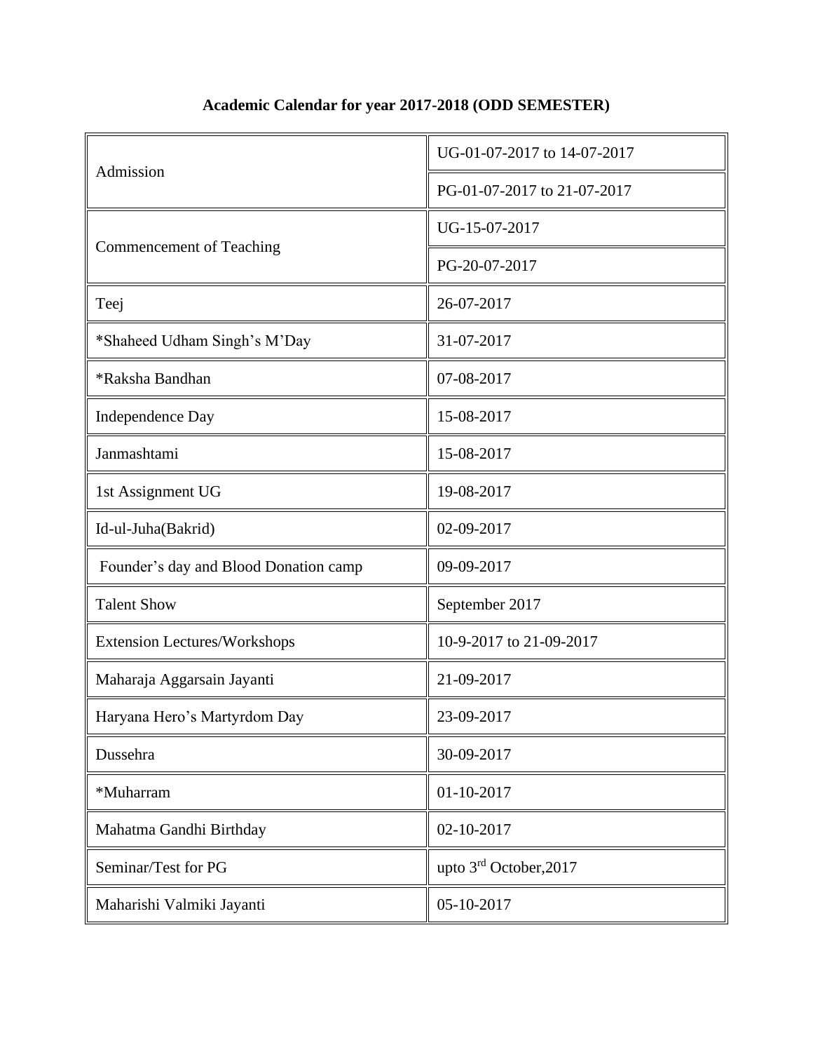**Academic Calendar for year 2017-2018 (ODD SEMESTER)**

| | |
|---|---|
| Admission | UG-01-07-2017 to 14-07-2017 |
| | PG-01-07-2017 to 21-07-2017 |
| Commencement of Teaching | UG-15-07-2017 |
| | PG-20-07-2017 |
| Teej | 26-07-2017 |
| *Shaheed Udham Singh's M'Day | 31-07-2017 |
| *Raksha Bandhan | 07-08-2017 |
| Independence Day | 15-08-2017 |
| Janmashtami | 15-08-2017 |
| 1st Assignment UG | 19-08-2017 |
| Id-ul-Juha(Bakrid) | 02-09-2017 |
| Founder's day and Blood Donation camp | 09-09-2017 |
| Talent Show | September 2017 |
| Extension Lectures/Workshops | 10-9-2017 to 21-09-2017 |
| Maharaja Aggarsain Jayanti | 21-09-2017 |
| Haryana Hero's Martyrdom Day | 23-09-2017 |
| Dussehra | 30-09-2017 |
| *Muharram | 01-10-2017 |
| Mahatma Gandhi Birthday | 02-10-2017 |
| Seminar/Test for PG | upto 3rd October,2017 |
| Maharishi Valmiki Jayanti | 05-10-2017 |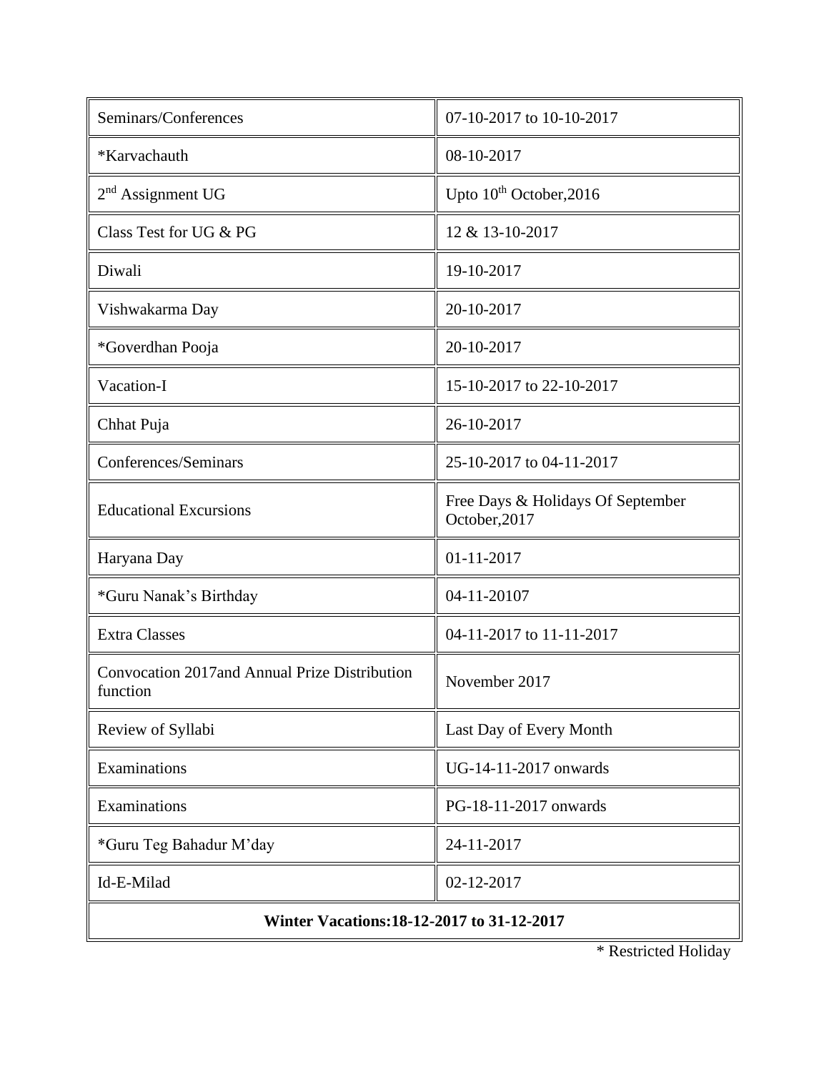| Seminars/Conferences | 07-10-2017 to 10-10-2017 |
| --- | --- |
| *Karvachauth | 08-10-2017 |
| 2nd Assignment UG | Upto 10th October,2016 |
| Class Test for UG & PG | 12 & 13-10-2017 |
| Diwali | 19-10-2017 |
| Vishwakarma Day | 20-10-2017 |
| *Goverdhan Pooja | 20-10-2017 |
| Vacation-I | 15-10-2017 to 22-10-2017 |
| Chhat Puja | 26-10-2017 |
| Conferences/Seminars | 25-10-2017 to 04-11-2017 |
| Educational Excursions | Free Days & Holidays Of September October,2017 |
| Haryana Day | 01-11-2017 |
| *Guru Nanak's Birthday | 04-11-20107 |
| Extra Classes | 04-11-2017 to 11-11-2017 |
| Convocation 2017and Annual Prize Distribution function | November 2017 |
| Review of Syllabi | Last Day of Every Month |
| Examinations | UG-14-11-2017 onwards |
| Examinations | PG-18-11-2017 onwards |
| *Guru Teg Bahadur M'day | 24-11-2017 |
| Id-E-Milad | 02-12-2017 |
| **Winter Vacations:18-12-2017 to 31-12-2017** | |

* Restricted Holiday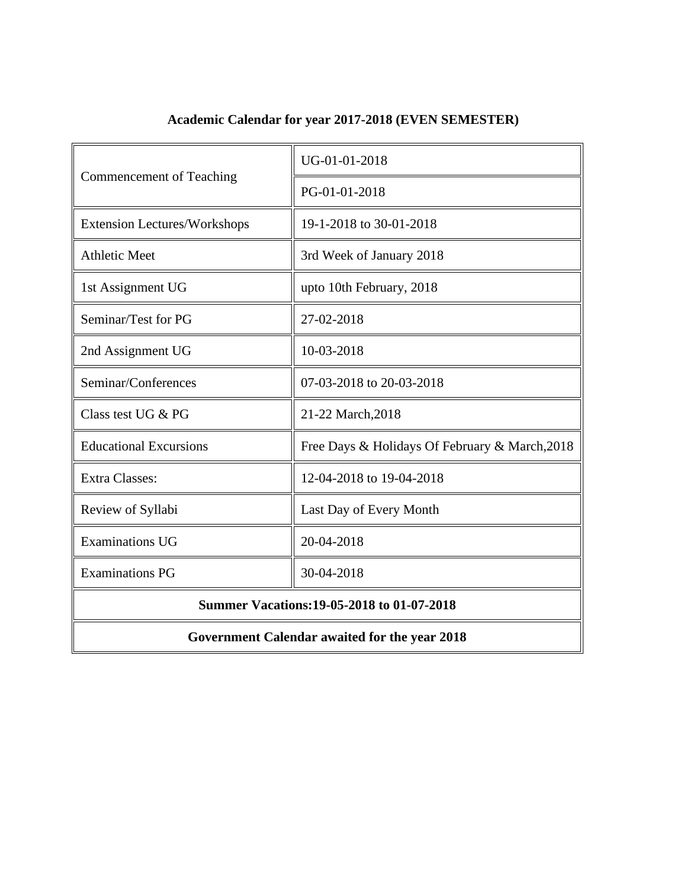**Academic Calendar for year 2017-2018 (EVEN SEMESTER)**

| | |
|---|---|
| Commencement of Teaching | UG-01-01-2018 |
| | PG-01-01-2018 |
| Extension Lectures/Workshops | 19-1-2018 to 30-01-2018 |
| Athletic Meet | 3rd Week of January 2018 |
| 1st Assignment UG | upto 10th February, 2018 |
| Seminar/Test for PG | 27-02-2018 |
| 2nd Assignment UG | 10-03-2018 |
| Seminar/Conferences | 07-03-2018 to 20-03-2018 |
| Class test UG & PG | 21-22 March,2018 |
| Educational Excursions | Free Days & Holidays Of February & March,2018 |
| Extra Classes: | 12-04-2018 to 19-04-2018 |
| Review of Syllabi | Last Day of Every Month |
| Examinations UG | 20-04-2018 |
| Examinations PG | 30-04-2018 |
| **Summer Vacations:19-05-2018 to 01-07-2018** | |
| **Government Calendar awaited for the year 2018** | |